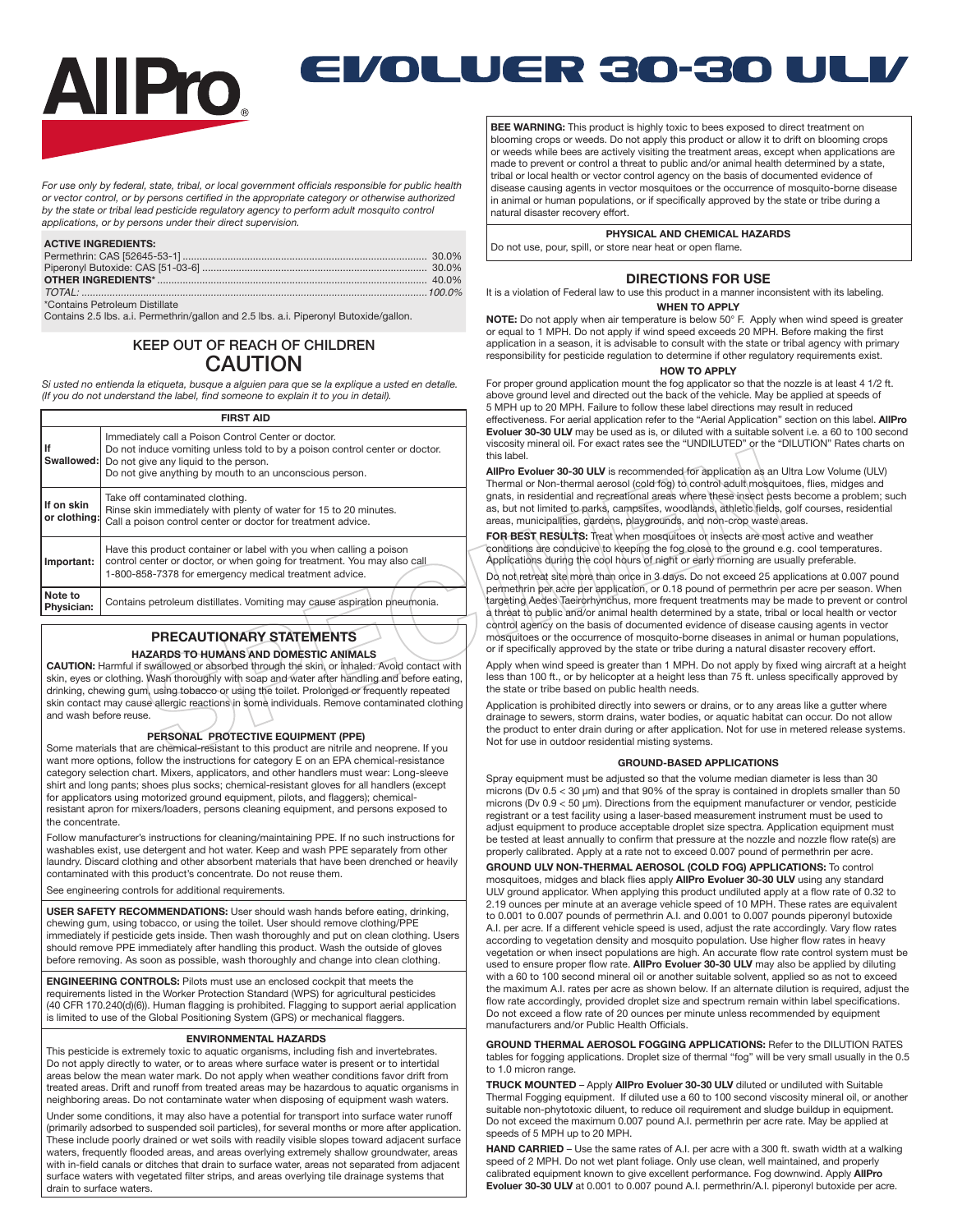# AllPro®

# EVOLUER 30-30 ULV

*For use only by federal, state, tribal, or local government officials responsible for public health or vector control, or by persons certified in the appropriate category or otherwise authorized by the state or tribal lead pesticide regulatory agency to perform adult mosquito control applications, or by persons under their direct supervision.*

**ACTIVE INGREDIENTS:**

| | |
|---|---|
| Permethrin: CAS [52645-53-1] | 30.0% |
| Piperonyl Butoxide: CAS [51-03-6] | 30.0% |
| **OTHER INGREDIENTS*** | 40.0% |
| *TOTAL:* | *100.0%* |

*Contains Petroleum Distillate

Contains 2.5 lbs. a.i. Permethrin/gallon and 2.5 lbs. a.i. Piperonyl Butoxide/gallon.

## KEEP OUT OF REACH OF CHILDREN
## CAUTION

*Si usted no entienda la etiqueta, busque a alguien para que se la explique a usted en detalle. (If you do not understand the label, find someone to explain it to you in detail).*

| FIRST AID | |
|---|---|
| **If Swallowed:** | Immediately call a Poison Control Center or doctor. Do not induce vomiting unless told to by a poison control center or doctor. Do not give any liquid to the person. Do not give anything by mouth to an unconscious person. |
| **If on skin or clothing:** | Take off contaminated clothing. Rinse skin immediately with plenty of water for 15 to 20 minutes. Call a poison control center or doctor for treatment advice. |
| **Important:** | Have this product container or label with you when calling a poison control center or doctor, or when going for treatment. You may also call 1-800-858-7378 for emergency medical treatment advice. |
| **Note to Physician:** | Contains petroleum distillates. Vomiting may cause aspiration pneumonia. |

## PRECAUTIONARY STATEMENTS

### HAZARDS TO HUMANS AND DOMESTIC ANIMALS

**CAUTION:** Harmful if swallowed or absorbed through the skin, or inhaled. Avoid contact with skin, eyes or clothing. Wash thoroughly with soap and water after handling and before eating, drinking, chewing gum, using tobacco or using the toilet. Prolonged or frequently repeated skin contact may cause allergic reactions in some individuals. Remove contaminated clothing and wash before reuse.

### PERSONAL PROTECTIVE EQUIPMENT (PPE)

Some materials that are chemical-resistant to this product are nitrile and neoprene. If you want more options, follow the instructions for category E on an EPA chemical-resistance category selection chart. Mixers, applicators, and other handlers must wear: Long-sleeve shirt and long pants; shoes plus socks; chemical-resistant gloves for all handlers (except for applicators using motorized ground equipment, pilots, and flaggers); chemical-resistant apron for mixers/loaders, persons cleaning equipment, and persons exposed to the concentrate.

Follow manufacturer's instructions for cleaning/maintaining PPE. If no such instructions for washables exist, use detergent and hot water. Keep and wash PPE separately from other laundry. Discard clothing and other absorbent materials that have been drenched or heavily contaminated with this product's concentrate. Do not reuse them.

See engineering controls for additional requirements.

**USER SAFETY RECOMMENDATIONS:** User should wash hands before eating, drinking, chewing gum, using tobacco, or using the toilet. User should remove clothing/PPE immediately if pesticide gets inside. Then wash thoroughly and put on clean clothing. Users should remove PPE immediately after handling this product. Wash the outside of gloves before removing. As soon as possible, wash thoroughly and change into clean clothing.

**ENGINEERING CONTROLS:** Pilots must use an enclosed cockpit that meets the requirements listed in the Worker Protection Standard (WPS) for agricultural pesticides (40 CFR 170.240(d)(6)). Human flagging is prohibited. Flagging to support aerial application is limited to use of the Global Positioning System (GPS) or mechanical flaggers.

### ENVIRONMENTAL HAZARDS

This pesticide is extremely toxic to aquatic organisms, including fish and invertebrates. Do not apply directly to water, or to areas where surface water is present or to intertidal areas below the mean water mark. Do not apply when weather conditions favor drift from treated areas. Drift and runoff from treated areas may be hazardous to aquatic organisms in neighboring areas. Do not contaminate water when disposing of equipment wash waters.

Under some conditions, it may also have a potential for transport into surface water runoff (primarily adsorbed to suspended soil particles), for several months or more after application. These include poorly drained or wet soils with readily visible slopes toward adjacent surface waters, frequently flooded areas, and areas overlying extremely shallow groundwater, areas with in-field canals or ditches that drain to surface water, areas not separated from adjacent surface waters with vegetated filter strips, and areas overlying tile drainage systems that drain to surface waters.

**BEE WARNING:** This product is highly toxic to bees exposed to direct treatment on blooming crops or weeds. Do not apply this product or allow it to drift on blooming crops or weeds while bees are actively visiting the treatment areas, except when applications are made to prevent or control a threat to public and/or animal health determined by a state, tribal or local health or vector control agency on the basis of documented evidence of disease causing agents in vector mosquitoes or the occurrence of mosquito-borne disease in animal or human populations, or if specifically approved by the state or tribe during a natural disaster recovery effort.

### PHYSICAL AND CHEMICAL HAZARDS

Do not use, pour, spill, or store near heat or open flame.

## DIRECTIONS FOR USE

It is a violation of Federal law to use this product in a manner inconsistent with its labeling.

### WHEN TO APPLY

**NOTE:** Do not apply when air temperature is below 50° F. Apply when wind speed is greater or equal to 1 MPH. Do not apply if wind speed exceeds 20 MPH. Before making the first application in a season, it is advisable to consult with the state or tribal agency with primary responsibility for pesticide regulation to determine if other regulatory requirements exist.

### HOW TO APPLY

For proper ground application mount the fog applicator so that the nozzle is at least 4 1/2 ft. above ground level and directed out the back of the vehicle. May be applied at speeds of 5 MPH up to 20 MPH. Failure to follow these label directions may result in reduced effectiveness. For aerial application refer to the "Aerial Application" section on this label. **AllPro Evoluer 30-30 ULV** may be used as is, or diluted with a suitable solvent i.e. a 60 to 100 second viscosity mineral oil. For exact rates see the "UNDILUTED" or the "DILUTION" Rates charts on this label.

**AllPro Evoluer 30-30 ULV** is recommended for application as an Ultra Low Volume (ULV) Thermal or Non-thermal aerosol (cold fog) to control adult mosquitoes, flies, midges and gnats, in residential and recreational areas where these insect pests become a problem; such as, but not limited to parks, campsites, woodlands, athletic fields, golf courses, residential areas, municipalities, gardens, playgrounds, and non-crop waste areas.

**FOR BEST RESULTS:** Treat when mosquitoes or insects are most active and weather conditions are conducive to keeping the fog close to the ground e.g. cool temperatures. Applications during the cool hours of night or early morning are usually preferable.

Do not retreat site more than once in 3 days. Do not exceed 25 applications at 0.007 pound permethrin per acre per application, or 0.18 pound of permethrin per acre per season. When targeting Aedes Taeiorhynchus, more frequent treatments may be made to prevent or control a threat to public and/or animal health determined by a state, tribal or local health or vector control agency on the basis of documented evidence of disease causing agents in vector mosquitoes or the occurrence of mosquito-borne diseases in animal or human populations, or if specifically approved by the state or tribe during a natural disaster recovery effort.

Apply when wind speed is greater than 1 MPH. Do not apply by fixed wing aircraft at a height less than 100 ft., or by helicopter at a height less than 75 ft. unless specifically approved by the state or tribe based on public health needs.

Application is prohibited directly into sewers or drains, or to any areas like a gutter where drainage to sewers, storm drains, water bodies, or aquatic habitat can occur. Do not allow the product to enter drain during or after application. Not for use in metered release systems. Not for use in outdoor residential misting systems.

### GROUND-BASED APPLICATIONS

Spray equipment must be adjusted so that the volume median diameter is less than 30 microns (Dv 0.5 < 30 µm) and that 90% of the spray is contained in droplets smaller than 50 microns (Dv 0.9 < 50 µm). Directions from the equipment manufacturer or vendor, pesticide registrant or a test facility using a laser-based measurement instrument must be used to adjust equipment to produce acceptable droplet size spectra. Application equipment must be tested at least annually to confirm that pressure at the nozzle and nozzle flow rate(s) are properly calibrated. Apply at a rate not to exceed 0.007 pound of permethrin per acre.

**GROUND ULV NON-THERMAL AEROSOL (COLD FOG) APPLICATIONS:** To control mosquitoes, midges and black flies apply **AllPro Evoluer 30-30 ULV** using any standard ULV ground applicator. When applying this product undiluted apply at a flow rate of 0.32 to 2.19 ounces per minute at an average vehicle speed of 10 MPH. These rates are equivalent to 0.001 to 0.007 pounds of permethrin A.I. and 0.001 to 0.007 pounds piperonyl butoxide A.I. per acre. If a different vehicle speed is used, adjust the rate accordingly. Vary flow rates according to vegetation density and mosquito population. Use higher flow rates in heavy vegetation or when insect populations are high. An accurate flow rate control system must be used to ensure proper flow rate. **AllPro Evoluer 30-30 ULV** may also be applied by diluting with a 60 to 100 second mineral oil or another suitable solvent, applied so as not to exceed the maximum A.I. rates per acre as shown below. If an alternate dilution is required, adjust the flow rate accordingly, provided droplet size and spectrum remain within label specifications. Do not exceed a flow rate of 20 ounces per minute unless recommended by equipment manufacturers and/or Public Health Officials.

**GROUND THERMAL AEROSOL FOGGING APPLICATIONS:** Refer to the DILUTION RATES tables for fogging applications. Droplet size of thermal "fog" will be very small usually in the 0.5 to 1.0 micron range.

**TRUCK MOUNTED** – Apply **AllPro Evoluer 30-30 ULV** diluted or undiluted with Suitable Thermal Fogging equipment. If diluted use a 60 to 100 second viscosity mineral oil, or another suitable non-phytotoxic diluent, to reduce oil requirement and sludge buildup in equipment. Do not exceed the maximum 0.007 pound A.I. permethrin per acre rate. May be applied at speeds of 5 MPH up to 20 MPH.

**HAND CARRIED** – Use the same rates of A.I. per acre with a 300 ft. swath width at a walking speed of 2 MPH. Do not wet plant foliage. Only use clean, well maintained, and properly calibrated equipment known to give excellent performance. Fog downwind. Apply **AllPro Evoluer 30-30 ULV** at 0.001 to 0.007 pound A.I. permethrin/A.I. piperonyl butoxide per acre.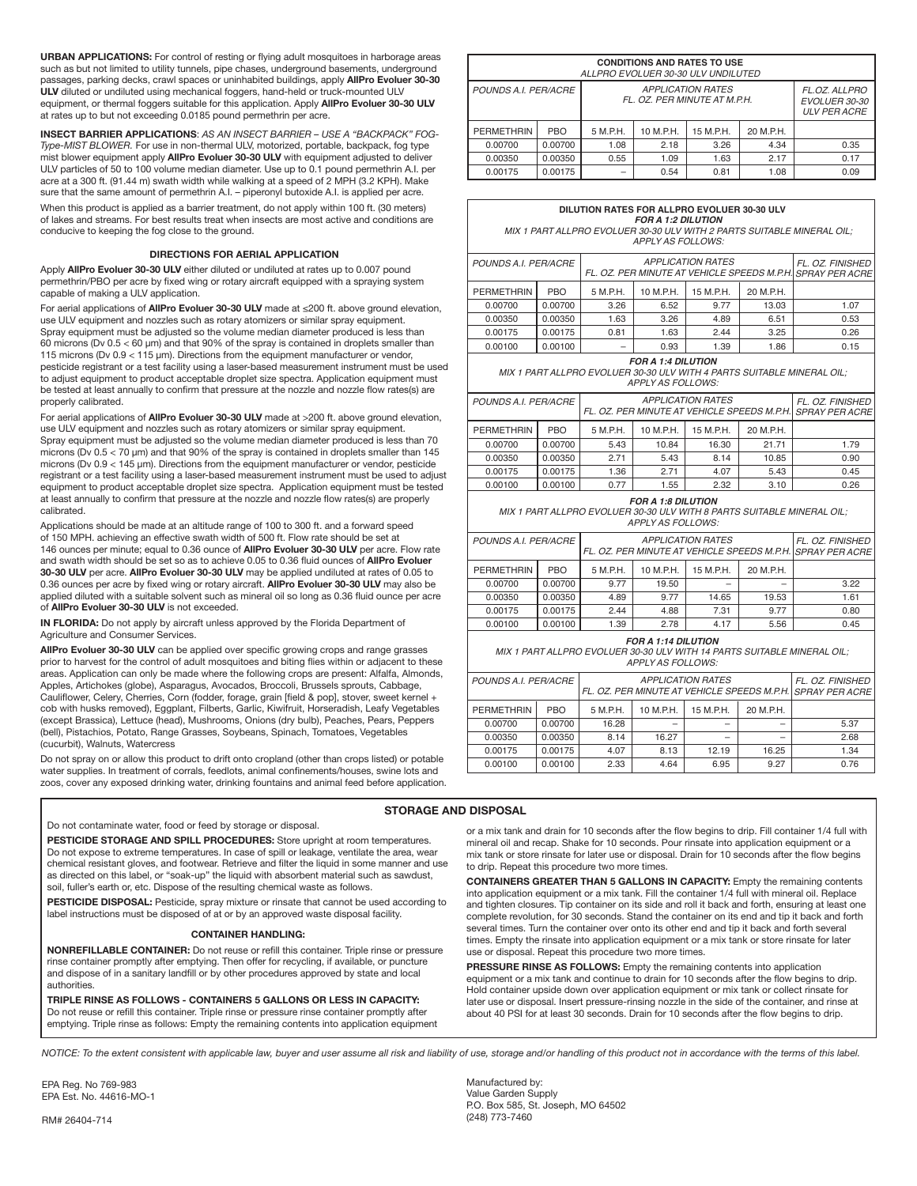**URBAN APPLICATIONS:** For control of resting or flying adult mosquitoes in harborage areas such as but not limited to utility tunnels, pipe chases, underground basements, underground passages, parking decks, crawl spaces or uninhabited buildings, apply **AllPro Evoluer 30-30 ULV** diluted or undiluted using mechanical foggers, hand-held or truck-mounted ULV equipment, or thermal foggers suitable for this application. Apply **AllPro Evoluer 30-30 ULV** at rates up to but not exceeding 0.0185 pound permethrin per acre.

**INSECT BARRIER APPLICATIONS**: *AS AN INSECT BARRIER – USE A "BACKPACK" FOG-Type-MIST BLOWER.* For use in non-thermal ULV, motorized, portable, backpack, fog type mist blower equipment apply **AllPro Evoluer 30-30 ULV** with equipment adjusted to deliver ULV particles of 50 to 100 volume median diameter. Use up to 0.1 pound permethrin A.I. per acre at a 300 ft. (91.44 m) swath width while walking at a speed of 2 MPH (3.2 KPH). Make sure that the same amount of permethrin A.I. – piperonyl butoxide A.I. is applied per acre.

When this product is applied as a barrier treatment, do not apply within 100 ft. (30 meters) of lakes and streams. For best results treat when insects are most active and conditions are conducive to keeping the fog close to the ground.

### DIRECTIONS FOR AERIAL APPLICATION

Apply **AllPro Evoluer 30-30 ULV** either diluted or undiluted at rates up to 0.007 pound permethrin/PBO per acre by fixed wing or rotary aircraft equipped with a spraying system capable of making a ULV application.

For aerial applications of **AllPro Evoluer 30-30 ULV** made at ≤200 ft. above ground elevation, use ULV equipment and nozzles such as rotary atomizers or similar spray equipment. Spray equipment must be adjusted so the volume median diameter produced is less than 60 microns (Dv 0.5 < 60 µm) and that 90% of the spray is contained in droplets smaller than 115 microns (Dv 0.9 < 115 µm). Directions from the equipment manufacturer or vendor, pesticide registrant or a test facility using a laser-based measurement instrument must be used to adjust equipment to product acceptable droplet size spectra. Application equipment must be tested at least annually to confirm that pressure at the nozzle and nozzle flow rates(s) are properly calibrated.

For aerial applications of **AllPro Evoluer 30-30 ULV** made at >200 ft. above ground elevation, use ULV equipment and nozzles such as rotary atomizers or similar spray equipment. Spray equipment must be adjusted so the volume median diameter produced is less than 70 microns (Dv 0.5 < 70 µm) and that 90% of the spray is contained in droplets smaller than 145 microns (Dv 0.9 < 145 µm). Directions from the equipment manufacturer or vendor, pesticide registrant or a test facility using a laser-based measurement instrument must be used to adjust equipment to product acceptable droplet size spectra. Application equipment must be tested at least annually to confirm that pressure at the nozzle and nozzle flow rates(s) are properly calibrated.

Applications should be made at an altitude range of 100 to 300 ft. and a forward speed of 150 MPH. achieving an effective swath width of 500 ft. Flow rate should be set at 146 ounces per minute; equal to 0.36 ounce of **AllPro Evoluer 30-30 ULV** per acre. Flow rate and swath width should be set so as to achieve 0.05 to 0.36 fluid ounces of **AllPro Evoluer 30-30 ULV** per acre. **AllPro Evoluer 30-30 ULV** may be applied undiluted at rates of 0.05 to 0.36 ounces per acre by fixed wing or rotary aircraft. **AllPro Evoluer 30-30 ULV** may also be applied diluted with a suitable solvent such as mineral oil so long as 0.36 fluid ounce per acre of **AllPro Evoluer 30-30 ULV** is not exceeded.

**IN FLORIDA:** Do not apply by aircraft unless approved by the Florida Department of Agriculture and Consumer Services.

**AllPro Evoluer 30-30 ULV** can be applied over specific growing crops and range grasses prior to harvest for the control of adult mosquitoes and biting flies within or adjacent to these areas. Application can only be made where the following crops are present: Alfalfa, Almonds, Apples, Artichokes (globe), Asparagus, Avocados, Broccoli, Brussels sprouts, Cabbage, Cauliflower, Celery, Cherries, Corn (fodder, forage, grain [field & pop], stover, sweet kernel + cob with husks removed), Eggplant, Filberts, Garlic, Kiwifruit, Horseradish, Leafy Vegetables (except Brassica), Lettuce (head), Mushrooms, Onions (dry bulb), Peaches, Pears, Peppers (bell), Pistachios, Potato, Range Grasses, Soybeans, Spinach, Tomatoes, Vegetables (cucurbit), Walnuts, Watercress

Do not spray on or allow this product to drift onto cropland (other than crops listed) or potable water supplies. In treatment of corrals, feedlots, animal confinements/houses, swine lots and zoos, cover any exposed drinking water, drinking fountains and animal feed before application.

**CONDITIONS AND RATES TO USE**
*ALLPRO EVOLUER 30-30 ULV UNDILUTED*

| *POUNDS A.I. PER/ACRE* | | *APPLICATION RATES FL. OZ. PER MINUTE AT M.P.H.* | | | | *FL.OZ. ALLPRO EVOLUER 30-30 ULV PER ACRE* |
|---|---|---|---|---|---|---|
| PERMETHRIN | PBO | 5 M.P.H. | 10 M.P.H. | 15 M.P.H. | 20 M.P.H. | |
| 0.00700 | 0.00700 | 1.08 | 2.18 | 3.26 | 4.34 | 0.35 |
| 0.00350 | 0.00350 | 0.55 | 1.09 | 1.63 | 2.17 | 0.17 |
| 0.00175 | 0.00175 | – | 0.54 | 0.81 | 1.08 | 0.09 |

**DILUTION RATES FOR ALLPRO EVOLUER 30-30 ULV**

***FOR A 1:2 DILUTION***
*MIX 1 PART ALLPRO EVOLUER 30-30 ULV WITH 2 PARTS SUITABLE MINERAL OIL; APPLY AS FOLLOWS:*

| *POUNDS A.I. PER/ACRE* | | *APPLICATION RATES FL. OZ. PER MINUTE AT VEHICLE SPEEDS M.P.H.* | | | | *FL. OZ. FINISHED SPRAY PER ACRE* |
|---|---|---|---|---|---|---|
| PERMETHRIN | PBO | 5 M.P.H. | 10 M.P.H. | 15 M.P.H. | 20 M.P.H. | |
| 0.00700 | 0.00700 | 3.26 | 6.52 | 9.77 | 13.03 | 1.07 |
| 0.00350 | 0.00350 | 1.63 | 3.26 | 4.89 | 6.51 | 0.53 |
| 0.00175 | 0.00175 | 0.81 | 1.63 | 2.44 | 3.25 | 0.26 |
| 0.00100 | 0.00100 | – | 0.93 | 1.39 | 1.86 | 0.15 |

***FOR A 1:4 DILUTION***
*MIX 1 PART ALLPRO EVOLUER 30-30 ULV WITH 4 PARTS SUITABLE MINERAL OIL; APPLY AS FOLLOWS:*

| *POUNDS A.I. PER/ACRE* | | *APPLICATION RATES FL. OZ. PER MINUTE AT VEHICLE SPEEDS M.P.H.* | | | | *FL. OZ. FINISHED SPRAY PER ACRE* |
|---|---|---|---|---|---|---|
| PERMETHRIN | PBO | 5 M.P.H. | 10 M.P.H. | 15 M.P.H. | 20 M.P.H. | |
| 0.00700 | 0.00700 | 5.43 | 10.84 | 16.30 | 21.71 | 1.79 |
| 0.00350 | 0.00350 | 2.71 | 5.43 | 8.14 | 10.85 | 0.90 |
| 0.00175 | 0.00175 | 1.36 | 2.71 | 4.07 | 5.43 | 0.45 |
| 0.00100 | 0.00100 | 0.77 | 1.55 | 2.32 | 3.10 | 0.26 |

***FOR A 1:8 DILUTION***
*MIX 1 PART ALLPRO EVOLUER 30-30 ULV WITH 8 PARTS SUITABLE MINERAL OIL; APPLY AS FOLLOWS:*

| *POUNDS A.I. PER/ACRE* | | *APPLICATION RATES FL. OZ. PER MINUTE AT VEHICLE SPEEDS M.P.H.* | | | | *FL. OZ. FINISHED SPRAY PER ACRE* |
|---|---|---|---|---|---|---|
| PERMETHRIN | PBO | 5 M.P.H. | 10 M.P.H. | 15 M.P.H. | 20 M.P.H. | |
| 0.00700 | 0.00700 | 9.77 | 19.50 | – | – | 3.22 |
| 0.00350 | 0.00350 | 4.89 | 9.77 | 14.65 | 19.53 | 1.61 |
| 0.00175 | 0.00175 | 2.44 | 4.88 | 7.31 | 9.77 | 0.80 |
| 0.00100 | 0.00100 | 1.39 | 2.78 | 4.17 | 5.56 | 0.45 |

***FOR A 1:14 DILUTION***
*MIX 1 PART ALLPRO EVOLUER 30-30 ULV WITH 14 PARTS SUITABLE MINERAL OIL; APPLY AS FOLLOWS:*

| *POUNDS A.I. PER/ACRE* | | *APPLICATION RATES FL. OZ. PER MINUTE AT VEHICLE SPEEDS M.P.H.* | | | | *FL. OZ. FINISHED SPRAY PER ACRE* |
|---|---|---|---|---|---|---|
| PERMETHRIN | PBO | 5 M.P.H. | 10 M.P.H. | 15 M.P.H. | 20 M.P.H. | |
| 0.00700 | 0.00700 | 16.28 | – | – | – | 5.37 |
| 0.00350 | 0.00350 | 8.14 | 16.27 | – | – | 2.68 |
| 0.00175 | 0.00175 | 4.07 | 8.13 | 12.19 | 16.25 | 1.34 |
| 0.00100 | 0.00100 | 2.33 | 4.64 | 6.95 | 9.27 | 0.76 |

## STORAGE AND DISPOSAL

Do not contaminate water, food or feed by storage or disposal.

**PESTICIDE STORAGE AND SPILL PROCEDURES:** Store upright at room temperatures. Do not expose to extreme temperatures. In case of spill or leakage, ventilate the area, wear chemical resistant gloves, and footwear. Retrieve and filter the liquid in some manner and use as directed on this label, or "soak-up" the liquid with absorbent material such as sawdust, soil, fuller's earth or, etc. Dispose of the resulting chemical waste as follows.

**PESTICIDE DISPOSAL:** Pesticide, spray mixture or rinsate that cannot be used according to label instructions must be disposed of at or by an approved waste disposal facility.

### CONTAINER HANDLING:

**NONREFILLABLE CONTAINER:** Do not reuse or refill this container. Triple rinse or pressure rinse container promptly after emptying. Then offer for recycling, if available, or puncture and dispose of in a sanitary landfill or by other procedures approved by state and local authorities.

**TRIPLE RINSE AS FOLLOWS - CONTAINERS 5 GALLONS OR LESS IN CAPACITY:** Do not reuse or refill this container. Triple rinse or pressure rinse container promptly after emptying. Triple rinse as follows: Empty the remaining contents into application equipment or a mix tank and drain for 10 seconds after the flow begins to drip. Fill container 1/4 full with mineral oil and recap. Shake for 10 seconds. Pour rinsate into application equipment or a mix tank or store rinsate for later use or disposal. Drain for 10 seconds after the flow begins to drip. Repeat this procedure two more times.

**CONTAINERS GREATER THAN 5 GALLONS IN CAPACITY:** Empty the remaining contents into application equipment or a mix tank. Fill the container 1/4 full with mineral oil. Replace and tighten closures. Tip container on its side and roll it back and forth, ensuring at least one complete revolution, for 30 seconds. Stand the container on its end and tip it back and forth several times. Turn the container over onto its other end and tip it back and forth several times. Empty the rinsate into application equipment or a mix tank or store rinsate for later use or disposal. Repeat this procedure two more times.

**PRESSURE RINSE AS FOLLOWS:** Empty the remaining contents into application equipment or a mix tank and continue to drain for 10 seconds after the flow begins to drip. Hold container upside down over application equipment or mix tank or collect rinsate for later use or disposal. Insert pressure-rinsing nozzle in the side of the container, and rinse at about 40 PSI for at least 30 seconds. Drain for 10 seconds after the flow begins to drip.

*NOTICE: To the extent consistent with applicable law, buyer and user assume all risk and liability of use, storage and/or handling of this product not in accordance with the terms of this label.*

EPA Reg. No 769-983
EPA Est. No. 44616-MO-1

RM# 26404-714

Manufactured by:
Value Garden Supply
P.O. Box 585, St. Joseph, MO 64502
(248) 773-7460